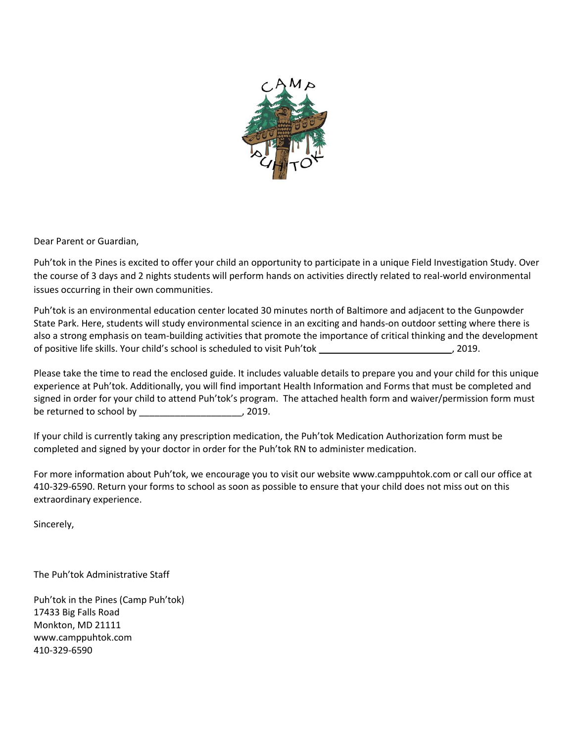Dear Parent or Guardian,

Puh'tok in the Pines is excited to offer your child an opportunity to participate in a unique Field Investigation Study. Over the course of 3 days and 2 nights students will perform hands on activities directly related to real-world environmental issues occurring in their own communities.

Puh'tok is an environmental education center located 30 minutes north of Baltimore and adjacent to the Gunpowder State Park. Here, students will study environmental science in an exciting and hands-on outdoor setting where there is also a strong emphasis on team-building activities that promote the importance of critical thinking and the development of positive life skills. Your child's school is scheduled to visit Puh'tok ___________________________, 2019.

Please take the time to read the enclosed guide. It includes valuable details to prepare you and your child for this unique experience at Puh'tok. Additionally, you will find important Health Information and Forms that must be completed and signed in order for your child to attend Puh'tok's program. The attached health form and waiver/permission form must be returned to school by ____________________, 2019.

If your child is currently taking any prescription medication, the Puh'tok Medication Authorization form must be completed and signed by your doctor in order for the Puh'tok RN to administer medication.

For more information about Puh'tok, we encourage you to visit our website www.camppuhtok.com or call our office at 410-329-6590. Return your forms to school as soon as possible to ensure that your child does not miss out on this extraordinary experience.

Sincerely,

The Puh'tok Administrative Staff

Puh'tok in the Pines (Camp Puh'tok)
17433 Big Falls Road
Monkton, MD 21111
www.camppuhtok.com
410-329-6590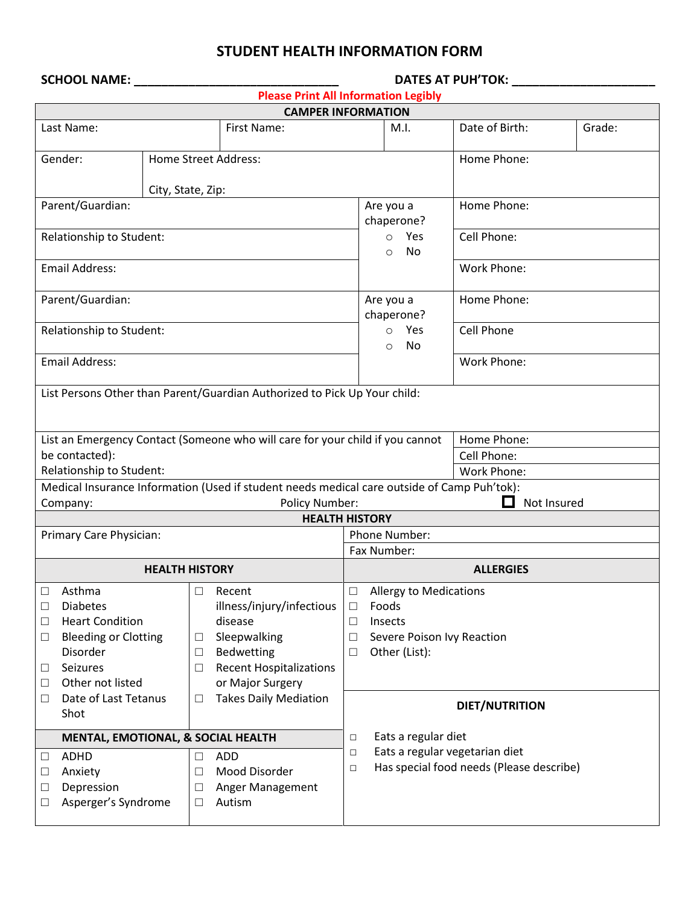# STUDENT HEALTH INFORMATION FORM

**SCHOOL NAME:** ______________________________ **DATES AT PUH'TOK:** _____________________

Please Print All Information Legibly

## CAMPER INFORMATION

| Last Name: | First Name: | M.I. | Date of Birth: | Grade: |
|---|---|---|---|---|
| Gender: | Home Street Address: City, State, Zip: | | Home Phone: | |

| | | |
|---|---|---|
| Parent/Guardian: | Are you a chaperone? ○ Yes ○ No | Home Phone: |
| Relationship to Student: | | Cell Phone: |
| Email Address: | | Work Phone: |
| Parent/Guardian: | Are you a chaperone? ○ Yes ○ No | Home Phone: |
| Relationship to Student: | | Cell Phone |
| Email Address: | | Work Phone: |

List Persons Other than Parent/Guardian Authorized to Pick Up Your child:

| | |
|---|---|
| List an Emergency Contact (Someone who will care for your child if you cannot be contacted): | Home Phone: |
| | Cell Phone: |
| Relationship to Student: | Work Phone: |

Medical Insurance Information (Used if student needs medical care outside of Camp Puh'tok):

Company: Policy Number: ☐ Not Insured

## HEALTH HISTORY

| | |
|---|---|
| Primary Care Physician: | Phone Number: |
| | Fax Number: |

### HEALTH HISTORY

- ☐ Asthma
- ☐ Diabetes
- ☐ Heart Condition
- ☐ Bleeding or Clotting Disorder
- ☐ Seizures
- ☐ Other not listed
- ☐ Date of Last Tetanus Shot
- ☐ Recent illness/injury/infectious disease
- ☐ Sleepwalking
- ☐ Bedwetting
- ☐ Recent Hospitalizations or Major Surgery
- ☐ Takes Daily Mediation

### ALLERGIES

- ☐ Allergy to Medications
- ☐ Foods
- ☐ Insects
- ☐ Severe Poison Ivy Reaction
- ☐ Other (List):

### MENTAL, EMOTIONAL, & SOCIAL HEALTH

- ☐ ADHD
- ☐ Anxiety
- ☐ Depression
- ☐ Asperger's Syndrome
- ☐ ADD
- ☐ Mood Disorder
- ☐ Anger Management
- ☐ Autism

### DIET/NUTRITION

- ☐ Eats a regular diet
- ☐ Eats a regular vegetarian diet
- ☐ Has special food needs (Please describe)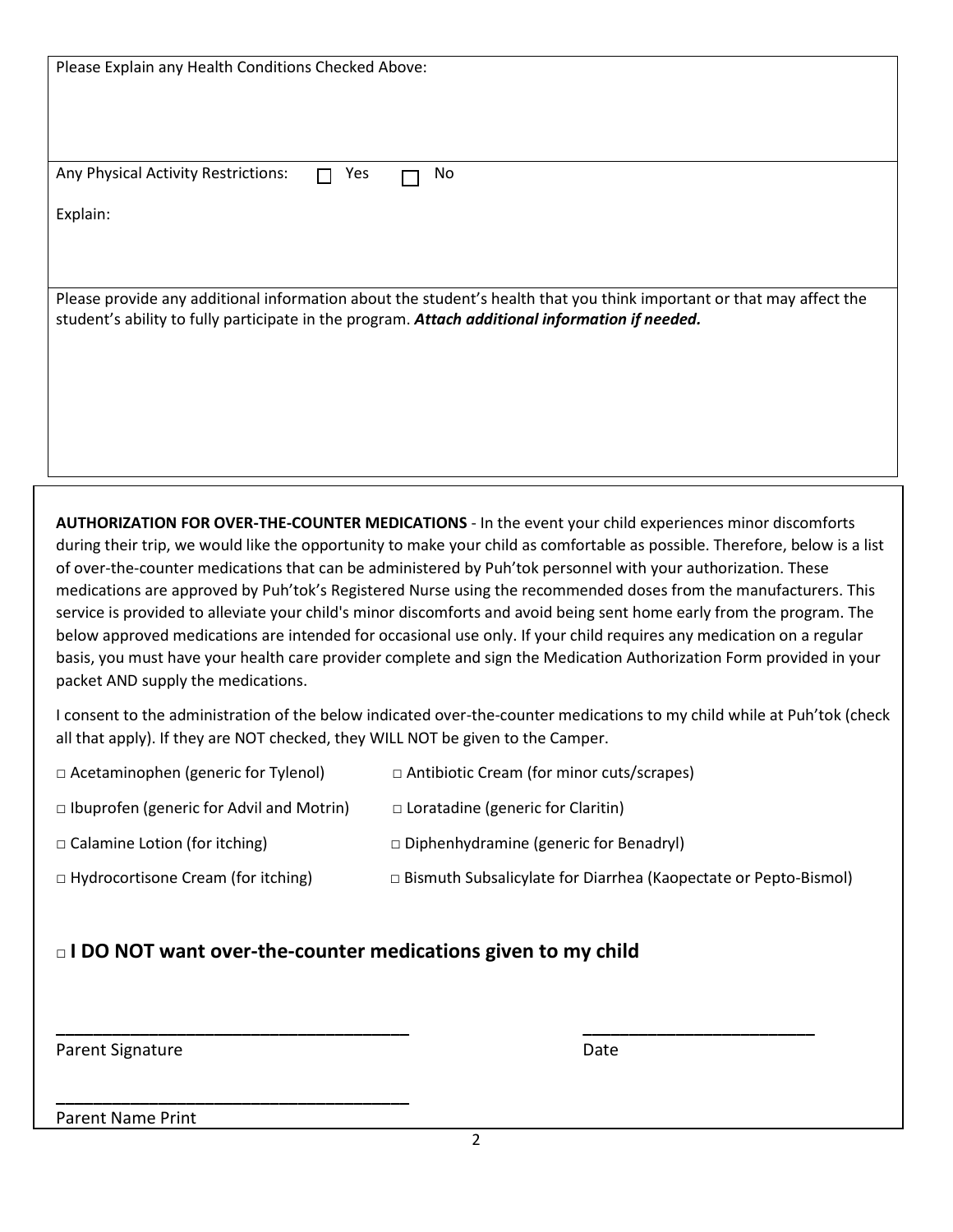Please Explain any Health Conditions Checked Above:

Any Physical Activity Restrictions: ☐ Yes ☐ No

Explain:

Please provide any additional information about the student's health that you think important or that may affect the student's ability to fully participate in the program. ***Attach additional information if needed.***

**AUTHORIZATION FOR OVER-THE-COUNTER MEDICATIONS** - In the event your child experiences minor discomforts during their trip, we would like the opportunity to make your child as comfortable as possible. Therefore, below is a list of over-the-counter medications that can be administered by Puh'tok personnel with your authorization. These medications are approved by Puh'tok's Registered Nurse using the recommended doses from the manufacturers. This service is provided to alleviate your child's minor discomforts and avoid being sent home early from the program. The below approved medications are intended for occasional use only. If your child requires any medication on a regular basis, you must have your health care provider complete and sign the Medication Authorization Form provided in your packet AND supply the medications.

I consent to the administration of the below indicated over-the-counter medications to my child while at Puh'tok (check all that apply). If they are NOT checked, they WILL NOT be given to the Camper.

- □ Acetaminophen (generic for Tylenol)
- □ Antibiotic Cream (for minor cuts/scrapes)
- □ Ibuprofen (generic for Advil and Motrin)
- □ Loratadine (generic for Claritin)
- □ Calamine Lotion (for itching)
- □ Diphenhydramine (generic for Benadryl)
- □ Hydrocortisone Cream (for itching)
- □ Bismuth Subsalicylate for Diarrhea (Kaopectate or Pepto-Bismol)

## □ I DO NOT want over-the-counter medications given to my child

______________________________________ ________________________

Parent Signature Date

______________________________________

Parent Name Print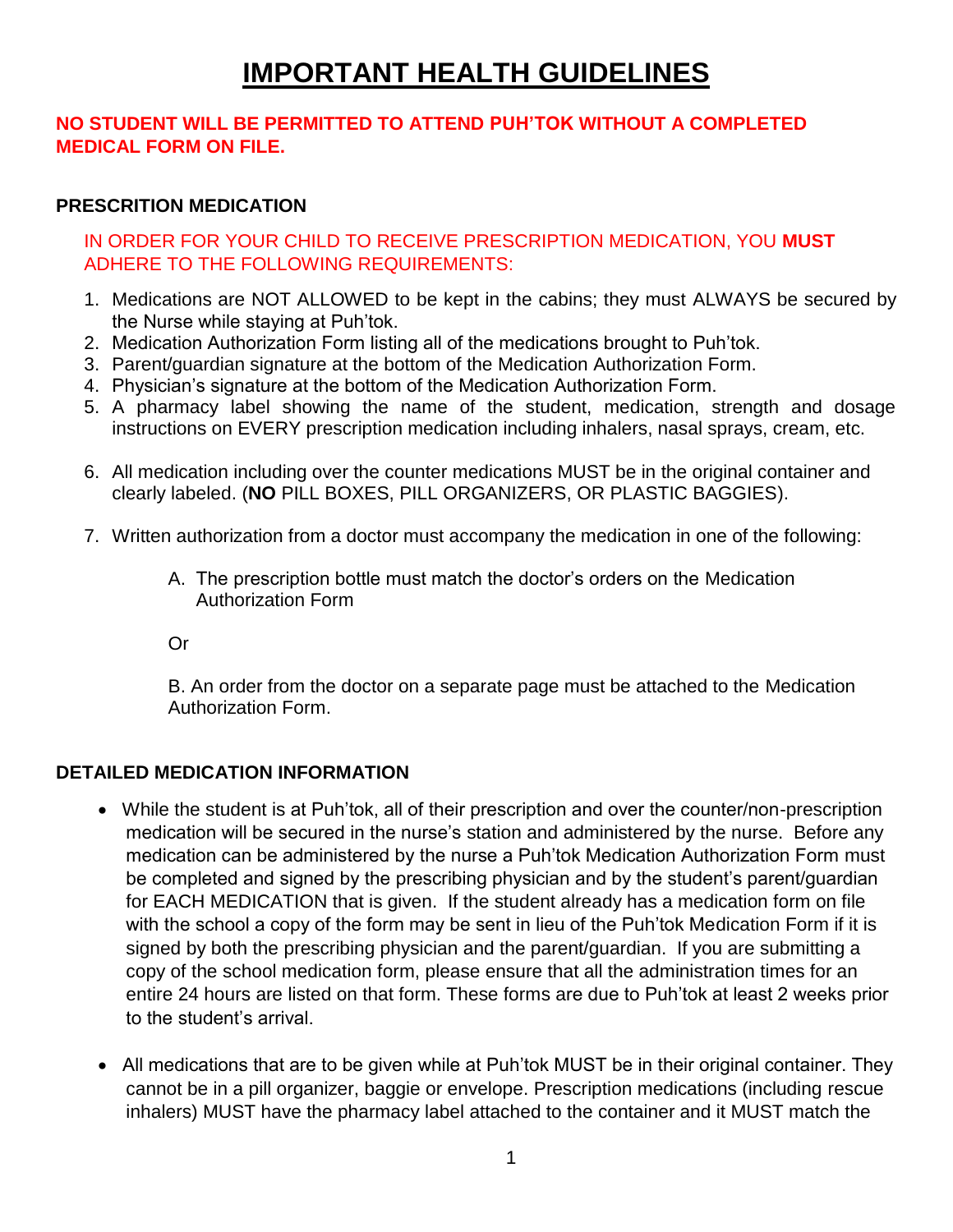# IMPORTANT HEALTH GUIDELINES

**NO STUDENT WILL BE PERMITTED TO ATTEND PUH'TOK WITHOUT A COMPLETED MEDICAL FORM ON FILE.**

**PRESCRITION MEDICATION**

IN ORDER FOR YOUR CHILD TO RECEIVE PRESCRIPTION MEDICATION, YOU **MUST** ADHERE TO THE FOLLOWING REQUIREMENTS:

1. Medications are NOT ALLOWED to be kept in the cabins; they must ALWAYS be secured by the Nurse while staying at Puh'tok.
2. Medication Authorization Form listing all of the medications brought to Puh'tok.
3. Parent/guardian signature at the bottom of the Medication Authorization Form.
4. Physician's signature at the bottom of the Medication Authorization Form.
5. A pharmacy label showing the name of the student, medication, strength and dosage instructions on EVERY prescription medication including inhalers, nasal sprays, cream, etc.

6. All medication including over the counter medications MUST be in the original container and clearly labeled. (**NO** PILL BOXES, PILL ORGANIZERS, OR PLASTIC BAGGIES).

7. Written authorization from a doctor must accompany the medication in one of the following:

   A. The prescription bottle must match the doctor's orders on the Medication Authorization Form

   Or

   B. An order from the doctor on a separate page must be attached to the Medication Authorization Form.

**DETAILED MEDICATION INFORMATION**

- While the student is at Puh'tok, all of their prescription and over the counter/non-prescription medication will be secured in the nurse's station and administered by the nurse. Before any medication can be administered by the nurse a Puh'tok Medication Authorization Form must be completed and signed by the prescribing physician and by the student's parent/guardian for EACH MEDICATION that is given. If the student already has a medication form on file with the school a copy of the form may be sent in lieu of the Puh'tok Medication Form if it is signed by both the prescribing physician and the parent/guardian. If you are submitting a copy of the school medication form, please ensure that all the administration times for an entire 24 hours are listed on that form. These forms are due to Puh'tok at least 2 weeks prior to the student's arrival.

- All medications that are to be given while at Puh'tok MUST be in their original container. They cannot be in a pill organizer, baggie or envelope. Prescription medications (including rescue inhalers) MUST have the pharmacy label attached to the container and it MUST match the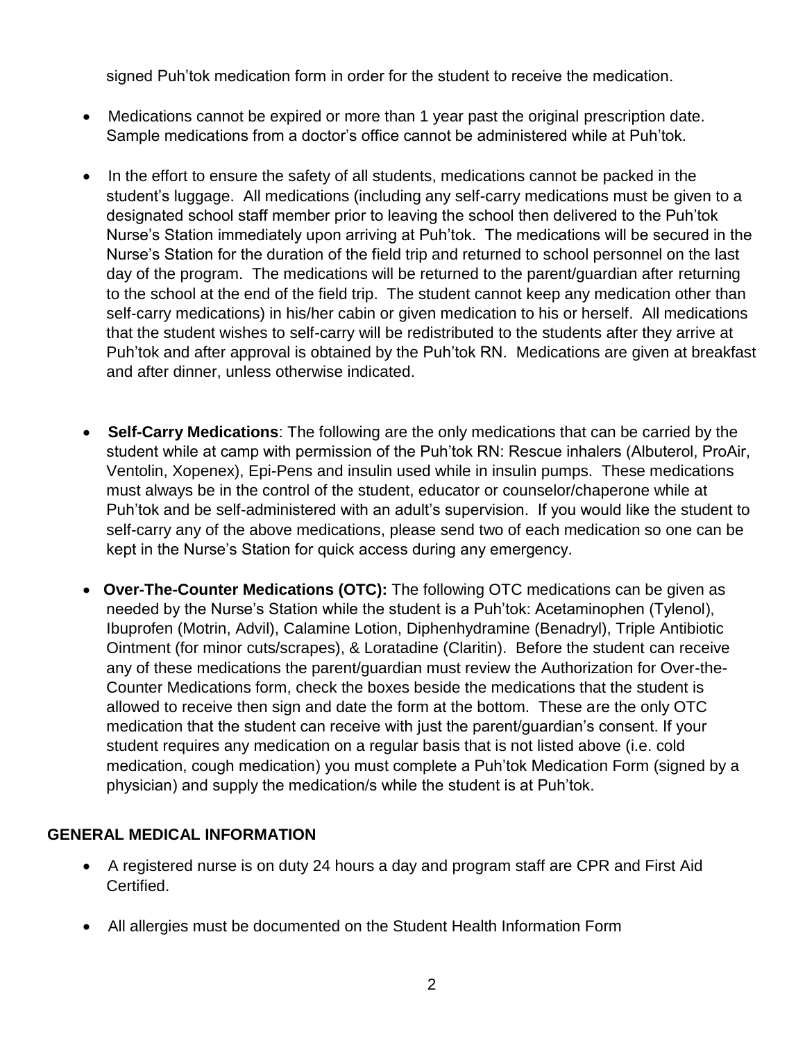signed Puh'tok medication form in order for the student to receive the medication.

- Medications cannot be expired or more than 1 year past the original prescription date. Sample medications from a doctor's office cannot be administered while at Puh'tok.

- In the effort to ensure the safety of all students, medications cannot be packed in the student's luggage. All medications (including any self-carry medications must be given to a designated school staff member prior to leaving the school then delivered to the Puh'tok Nurse's Station immediately upon arriving at Puh'tok. The medications will be secured in the Nurse's Station for the duration of the field trip and returned to school personnel on the last day of the program. The medications will be returned to the parent/guardian after returning to the school at the end of the field trip. The student cannot keep any medication other than self-carry medications) in his/her cabin or given medication to his or herself. All medications that the student wishes to self-carry will be redistributed to the students after they arrive at Puh'tok and after approval is obtained by the Puh'tok RN. Medications are given at breakfast and after dinner, unless otherwise indicated.

- **Self-Carry Medications**: The following are the only medications that can be carried by the student while at camp with permission of the Puh'tok RN: Rescue inhalers (Albuterol, ProAir, Ventolin, Xopenex), Epi-Pens and insulin used while in insulin pumps. These medications must always be in the control of the student, educator or counselor/chaperone while at Puh'tok and be self-administered with an adult's supervision. If you would like the student to self-carry any of the above medications, please send two of each medication so one can be kept in the Nurse's Station for quick access during any emergency.

- **Over-The-Counter Medications (OTC):** The following OTC medications can be given as needed by the Nurse's Station while the student is a Puh'tok: Acetaminophen (Tylenol), Ibuprofen (Motrin, Advil), Calamine Lotion, Diphenhydramine (Benadryl), Triple Antibiotic Ointment (for minor cuts/scrapes), & Loratadine (Claritin). Before the student can receive any of these medications the parent/guardian must review the Authorization for Over-the-Counter Medications form, check the boxes beside the medications that the student is allowed to receive then sign and date the form at the bottom. These are the only OTC medication that the student can receive with just the parent/guardian's consent. If your student requires any medication on a regular basis that is not listed above (i.e. cold medication, cough medication) you must complete a Puh'tok Medication Form (signed by a physician) and supply the medication/s while the student is at Puh'tok.

## GENERAL MEDICAL INFORMATION

- A registered nurse is on duty 24 hours a day and program staff are CPR and First Aid Certified.

- All allergies must be documented on the Student Health Information Form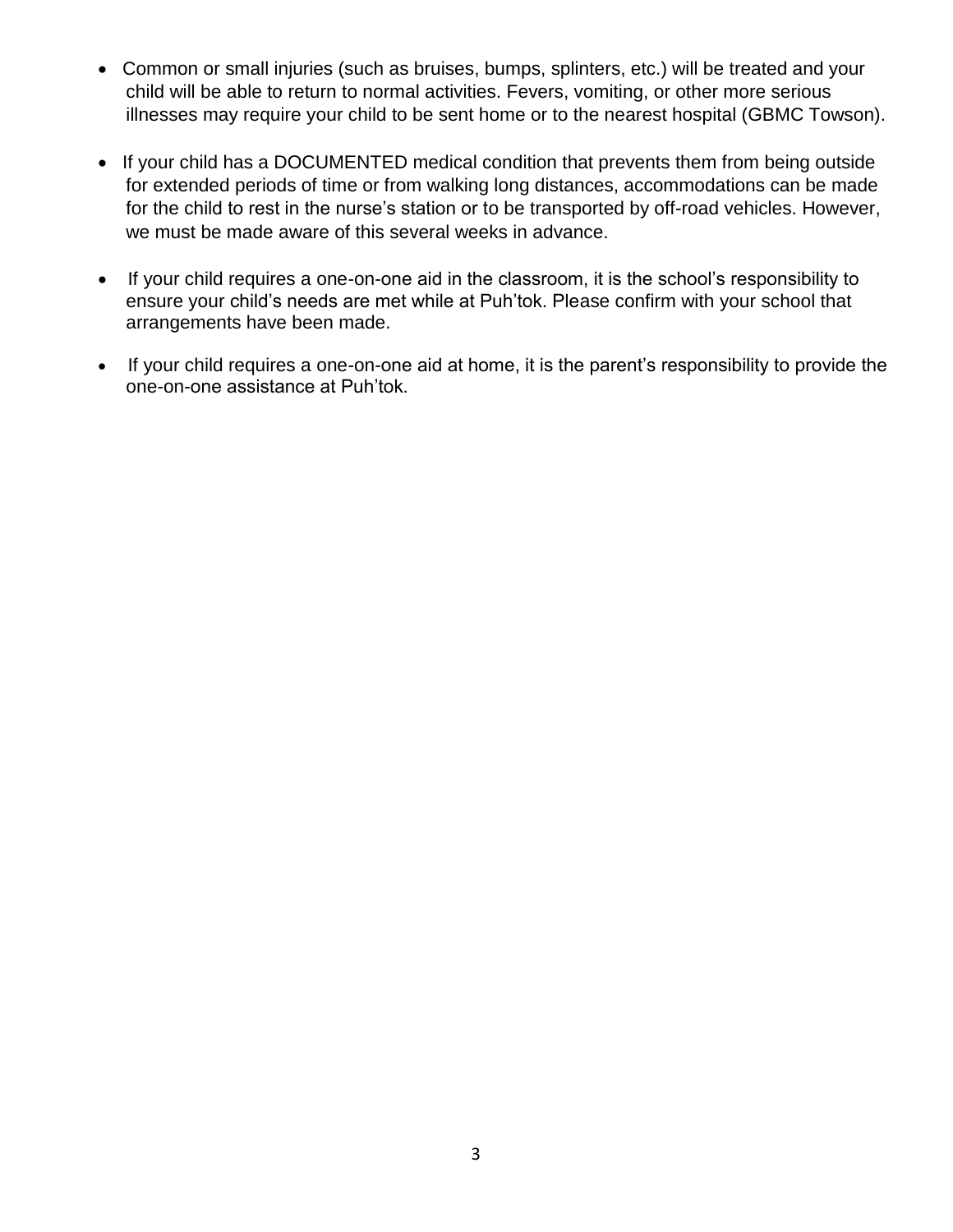- Common or small injuries (such as bruises, bumps, splinters, etc.) will be treated and your child will be able to return to normal activities. Fevers, vomiting, or other more serious illnesses may require your child to be sent home or to the nearest hospital (GBMC Towson).

- If your child has a DOCUMENTED medical condition that prevents them from being outside for extended periods of time or from walking long distances, accommodations can be made for the child to rest in the nurse's station or to be transported by off-road vehicles. However, we must be made aware of this several weeks in advance.

- If your child requires a one-on-one aid in the classroom, it is the school's responsibility to ensure your child's needs are met while at Puh'tok. Please confirm with your school that arrangements have been made.

- If your child requires a one-on-one aid at home, it is the parent's responsibility to provide the one-on-one assistance at Puh'tok.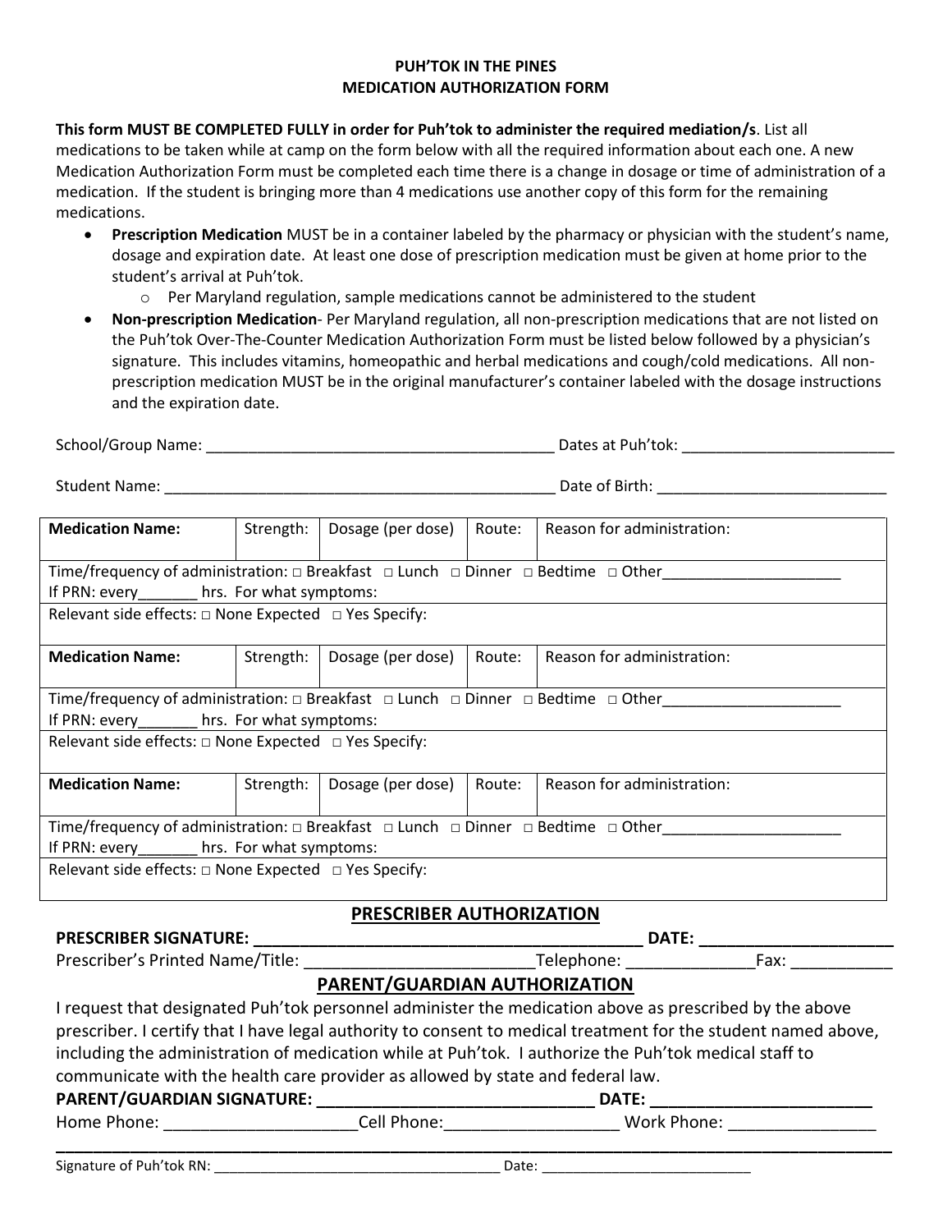**PUH'TOK IN THE PINES**
**MEDICATION AUTHORIZATION FORM**

**This form MUST BE COMPLETED FULLY in order for Puh'tok to administer the required mediation/s**. List all medications to be taken while at camp on the form below with all the required information about each one. A new Medication Authorization Form must be completed each time there is a change in dosage or time of administration of a medication. If the student is bringing more than 4 medications use another copy of this form for the remaining medications.

- **Prescription Medication** MUST be in a container labeled by the pharmacy or physician with the student's name, dosage and expiration date. At least one dose of prescription medication must be given at home prior to the student's arrival at Puh'tok.
  - Per Maryland regulation, sample medications cannot be administered to the student
- **Non-prescription Medication**- Per Maryland regulation, all non-prescription medications that are not listed on the Puh'tok Over-The-Counter Medication Authorization Form must be listed below followed by a physician's signature. This includes vitamins, homeopathic and herbal medications and cough/cold medications. All non-prescription medication MUST be in the original manufacturer's container labeled with the dosage instructions and the expiration date.

School/Group Name: ________________________________________ Dates at Puh'tok: ________________________

Student Name: ____________________________________________ Date of Birth: __________________________

| **Medication Name:** | Strength: | Dosage (per dose) | Route: | Reason for administration: |
|---|---|---|---|---|
| Time/frequency of administration: □ Breakfast □ Lunch □ Dinner □ Bedtime □ Other____________________ If PRN: every_______ hrs. For what symptoms: | | | | |
| Relevant side effects: □ None Expected □ Yes Specify: | | | | |
| **Medication Name:** | Strength: | Dosage (per dose) | Route: | Reason for administration: |
| Time/frequency of administration: □ Breakfast □ Lunch □ Dinner □ Bedtime □ Other____________________ If PRN: every_______ hrs. For what symptoms: | | | | |
| Relevant side effects: □ None Expected □ Yes Specify: | | | | |
| **Medication Name:** | Strength: | Dosage (per dose) | Route: | Reason for administration: |
| Time/frequency of administration: □ Breakfast □ Lunch □ Dinner □ Bedtime □ Other____________________ If PRN: every_______ hrs. For what symptoms: | | | | |
| Relevant side effects: □ None Expected □ Yes Specify: | | | | |

## PRESCRIBER AUTHORIZATION

**PRESCRIBER SIGNATURE: ___________________________________________ DATE: _____________________**

Prescriber's Printed Name/Title: _________________________Telephone: ______________Fax: ___________

## PARENT/GUARDIAN AUTHORIZATION

I request that designated Puh'tok personnel administer the medication above as prescribed by the above prescriber. I certify that I have legal authority to consent to medical treatment for the student named above, including the administration of medication while at Puh'tok. I authorize the Puh'tok medical staff to communicate with the health care provider as allowed by state and federal law.

**PARENT/GUARDIAN SIGNATURE: ______________________________ DATE: ________________________**

Home Phone: _____________________Cell Phone:___________________ Work Phone: ________________

Signature of Puh'tok RN: _____________________________________ Date: ___________________________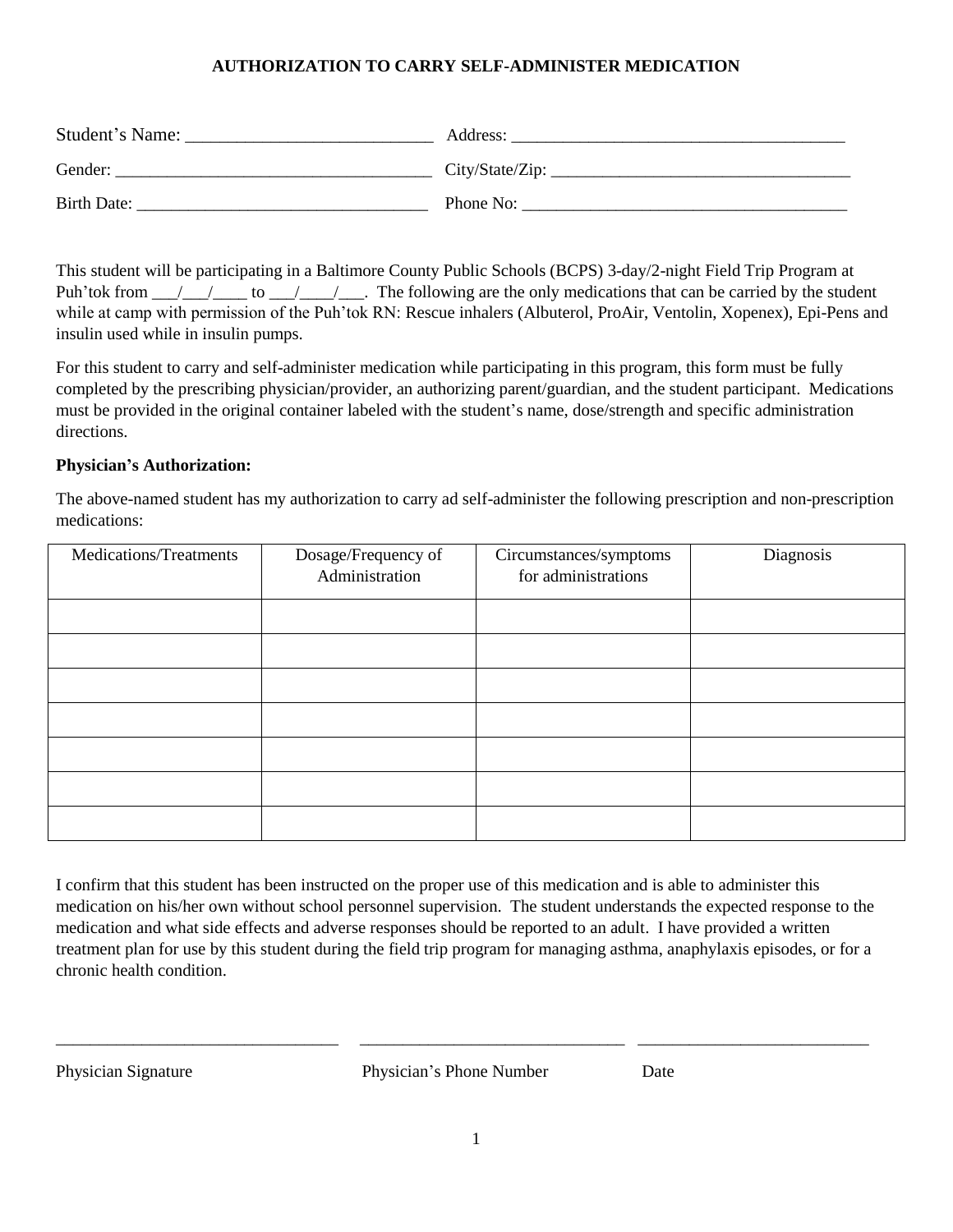## AUTHORIZATION TO CARRY SELF-ADMINISTER MEDICATION

Student's Name: ____________________________ Address: ______________________________________

Gender: _____________________________________ City/State/Zip: __________________________________

Birth Date: _________________________________ Phone No: ______________________________________

This student will be participating in a Baltimore County Public Schools (BCPS) 3-day/2-night Field Trip Program at Puh'tok from ___/___/____ to ___/____/___. The following are the only medications that can be carried by the student while at camp with permission of the Puh'tok RN: Rescue inhalers (Albuterol, ProAir, Ventolin, Xopenex), Epi-Pens and insulin used while in insulin pumps.

For this student to carry and self-administer medication while participating in this program, this form must be fully completed by the prescribing physician/provider, an authorizing parent/guardian, and the student participant. Medications must be provided in the original container labeled with the student's name, dose/strength and specific administration directions.

**Physician's Authorization:**

The above-named student has my authorization to carry ad self-administer the following prescription and non-prescription medications:

| Medications/Treatments | Dosage/Frequency of Administration | Circumstances/symptoms for administrations | Diagnosis |
|---|---|---|---|
| | | | |
| | | | |
| | | | |
| | | | |
| | | | |
| | | | |
| | | | |

I confirm that this student has been instructed on the proper use of this medication and is able to administer this medication on his/her own without school personnel supervision. The student understands the expected response to the medication and what side effects and adverse responses should be reported to an adult. I have provided a written treatment plan for use by this student during the field trip program for managing asthma, anaphylaxis episodes, or for a chronic health condition.

________________________________ ______________________________ __________________________

Physician Signature Physician's Phone Number Date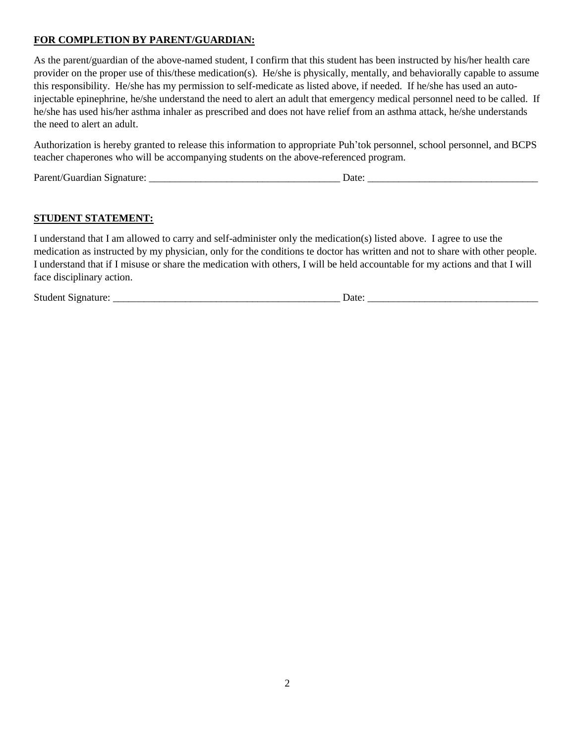**FOR COMPLETION BY PARENT/GUARDIAN:**

As the parent/guardian of the above-named student, I confirm that this student has been instructed by his/her health care provider on the proper use of this/these medication(s). He/she is physically, mentally, and behaviorally capable to assume this responsibility. He/she has my permission to self-medicate as listed above, if needed. If he/she has used an auto-injectable epinephrine, he/she understand the need to alert an adult that emergency medical personnel need to be called. If he/she has used his/her asthma inhaler as prescribed and does not have relief from an asthma attack, he/she understands the need to alert an adult.

Authorization is hereby granted to release this information to appropriate Puh'tok personnel, school personnel, and BCPS teacher chaperones who will be accompanying students on the above-referenced program.

Parent/Guardian Signature: ______________________________________ Date: _________________________________

**STUDENT STATEMENT:**

I understand that I am allowed to carry and self-administer only the medication(s) listed above. I agree to use the medication as instructed by my physician, only for the conditions te doctor has written and not to share with other people. I understand that if I misuse or share the medication with others, I will be held accountable for my actions and that I will face disciplinary action.

Student Signature: ______________________________________________ Date: _________________________________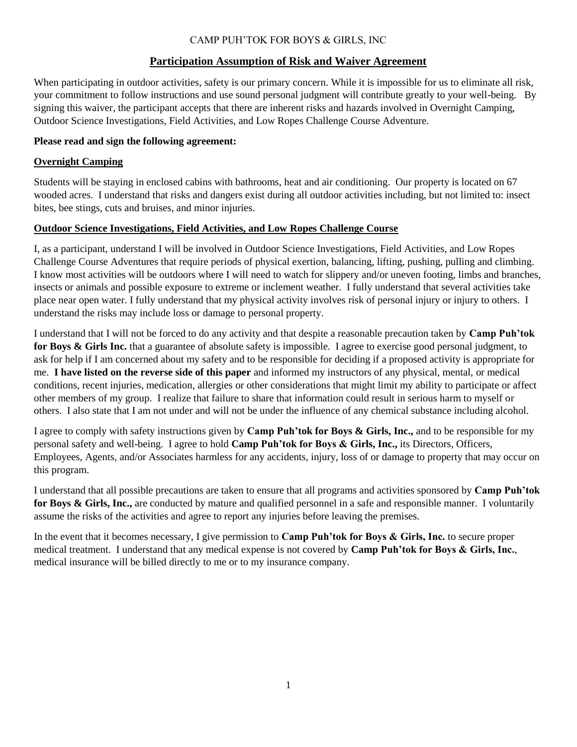CAMP PUH'TOK FOR BOYS & GIRLS, INC

## Participation Assumption of Risk and Waiver Agreement

When participating in outdoor activities, safety is our primary concern. While it is impossible for us to eliminate all risk, your commitment to follow instructions and use sound personal judgment will contribute greatly to your well-being. By signing this waiver, the participant accepts that there are inherent risks and hazards involved in Overnight Camping, Outdoor Science Investigations, Field Activities, and Low Ropes Challenge Course Adventure.

**Please read and sign the following agreement:**

### Overnight Camping

Students will be staying in enclosed cabins with bathrooms, heat and air conditioning. Our property is located on 67 wooded acres. I understand that risks and dangers exist during all outdoor activities including, but not limited to: insect bites, bee stings, cuts and bruises, and minor injuries.

### Outdoor Science Investigations, Field Activities, and Low Ropes Challenge Course

I, as a participant, understand I will be involved in Outdoor Science Investigations, Field Activities, and Low Ropes Challenge Course Adventures that require periods of physical exertion, balancing, lifting, pushing, pulling and climbing. I know most activities will be outdoors where I will need to watch for slippery and/or uneven footing, limbs and branches, insects or animals and possible exposure to extreme or inclement weather. I fully understand that several activities take place near open water. I fully understand that my physical activity involves risk of personal injury or injury to others. I understand the risks may include loss or damage to personal property.

I understand that I will not be forced to do any activity and that despite a reasonable precaution taken by **Camp Puh'tok for Boys & Girls Inc.** that a guarantee of absolute safety is impossible. I agree to exercise good personal judgment, to ask for help if I am concerned about my safety and to be responsible for deciding if a proposed activity is appropriate for me. **I have listed on the reverse side of this paper** and informed my instructors of any physical, mental, or medical conditions, recent injuries, medication, allergies or other considerations that might limit my ability to participate or affect other members of my group. I realize that failure to share that information could result in serious harm to myself or others. I also state that I am not under and will not be under the influence of any chemical substance including alcohol.

I agree to comply with safety instructions given by **Camp Puh'tok for Boys & Girls, Inc.,** and to be responsible for my personal safety and well-being. I agree to hold **Camp Puh'tok for Boys & Girls, Inc.,** its Directors, Officers, Employees, Agents, and/or Associates harmless for any accidents, injury, loss of or damage to property that may occur on this program.

I understand that all possible precautions are taken to ensure that all programs and activities sponsored by **Camp Puh'tok for Boys & Girls, Inc.,** are conducted by mature and qualified personnel in a safe and responsible manner. I voluntarily assume the risks of the activities and agree to report any injuries before leaving the premises.

In the event that it becomes necessary, I give permission to **Camp Puh'tok for Boys & Girls, Inc.** to secure proper medical treatment. I understand that any medical expense is not covered by **Camp Puh'tok for Boys & Girls, Inc.**, medical insurance will be billed directly to me or to my insurance company.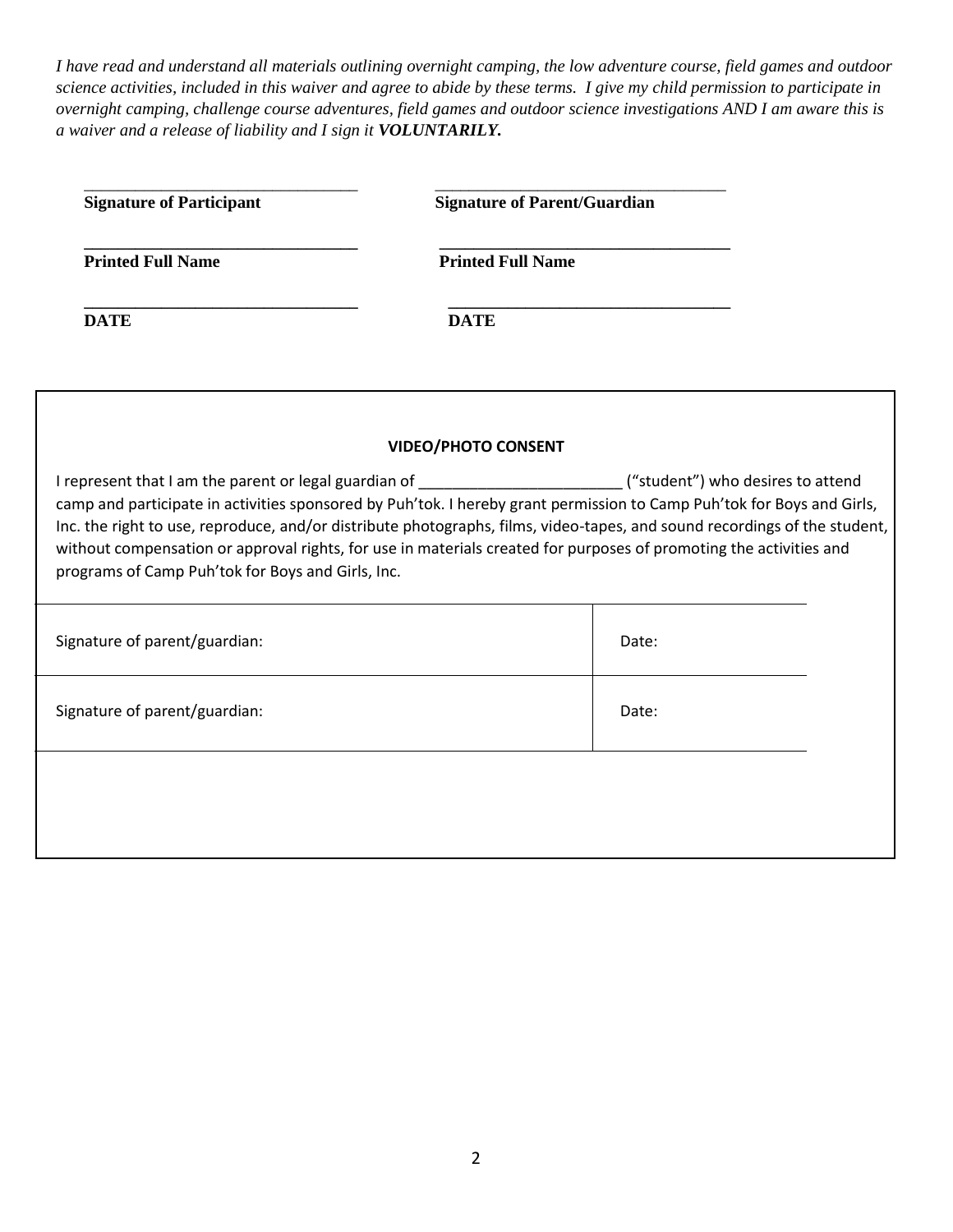*I have read and understand all materials outlining overnight camping, the low adventure course, field games and outdoor science activities, included in this waiver and agree to abide by these terms. I give my child permission to participate in overnight camping, challenge course adventures, field games and outdoor science investigations AND I am aware this is a waiver and a release of liability and I sign it **VOLUNTARILY.***

| | |
|---|---|
| ________________________________ | ________________________________ |
| **Signature of Participant** | **Signature of Parent/Guardian** |
| ________________________________ | ________________________________ |
| **Printed Full Name** | **Printed Full Name** |
| ________________________________ | ________________________________ |
| **DATE** | **DATE** |

**VIDEO/PHOTO CONSENT**

I represent that I am the parent or legal guardian of ________________________ ("student") who desires to attend camp and participate in activities sponsored by Puh'tok. I hereby grant permission to Camp Puh'tok for Boys and Girls, Inc. the right to use, reproduce, and/or distribute photographs, films, video-tapes, and sound recordings of the student, without compensation or approval rights, for use in materials created for purposes of promoting the activities and programs of Camp Puh'tok for Boys and Girls, Inc.

| | |
|---|---|
| Signature of parent/guardian: | Date: |
| Signature of parent/guardian: | Date: |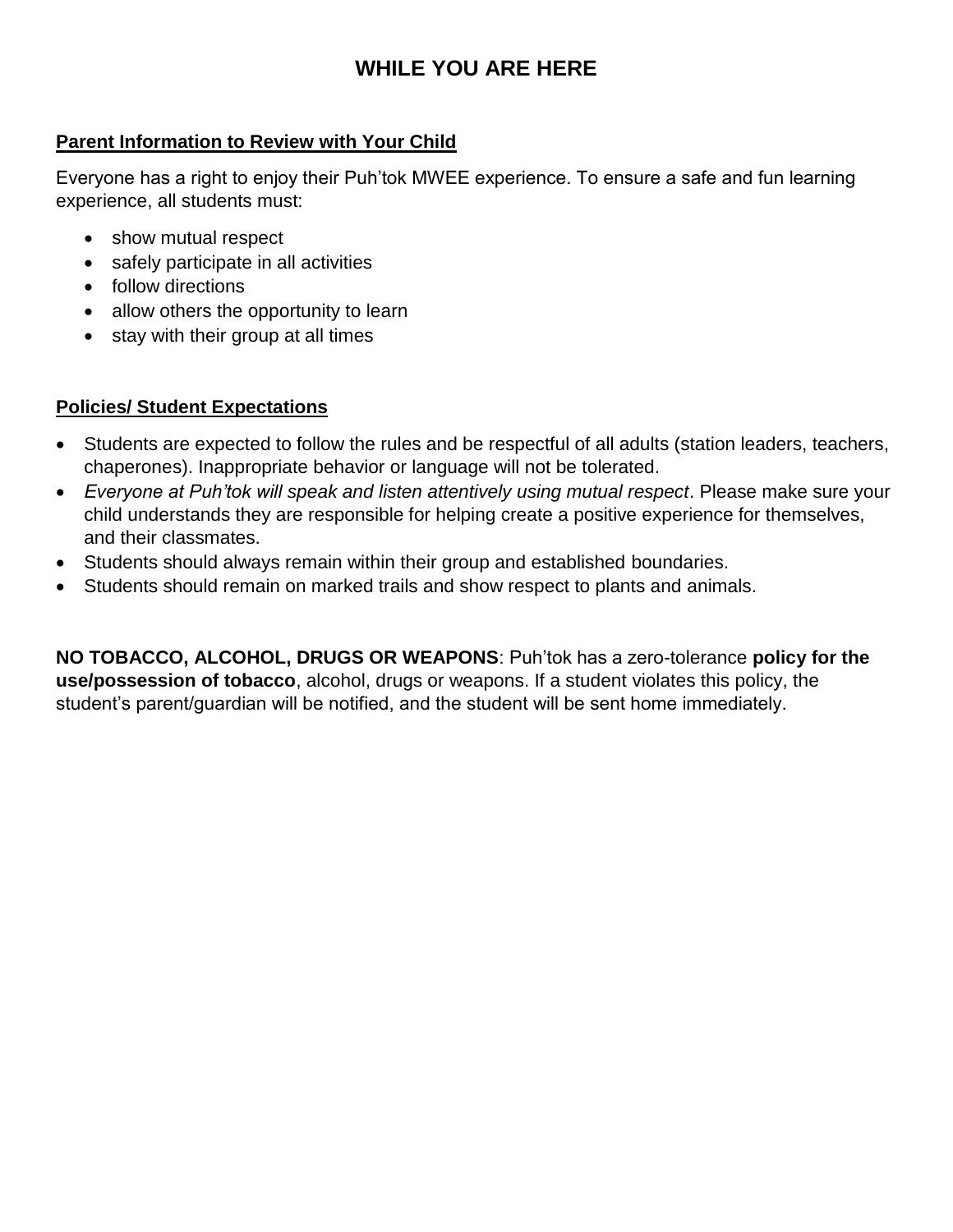# WHILE YOU ARE HERE

**Parent Information to Review with Your Child**

Everyone has a right to enjoy their Puh'tok MWEE experience. To ensure a safe and fun learning experience, all students must:

- show mutual respect
- safely participate in all activities
- follow directions
- allow others the opportunity to learn
- stay with their group at all times

**Policies/ Student Expectations**

- Students are expected to follow the rules and be respectful of all adults (station leaders, teachers, chaperones). Inappropriate behavior or language will not be tolerated.
- *Everyone at Puh'tok will speak and listen attentively using mutual respect*. Please make sure your child understands they are responsible for helping create a positive experience for themselves, and their classmates.
- Students should always remain within their group and established boundaries.
- Students should remain on marked trails and show respect to plants and animals.

**NO TOBACCO, ALCOHOL, DRUGS OR WEAPONS**: Puh'tok has a zero-tolerance **policy for the use/possession of tobacco**, alcohol, drugs or weapons. If a student violates this policy, the student's parent/guardian will be notified, and the student will be sent home immediately.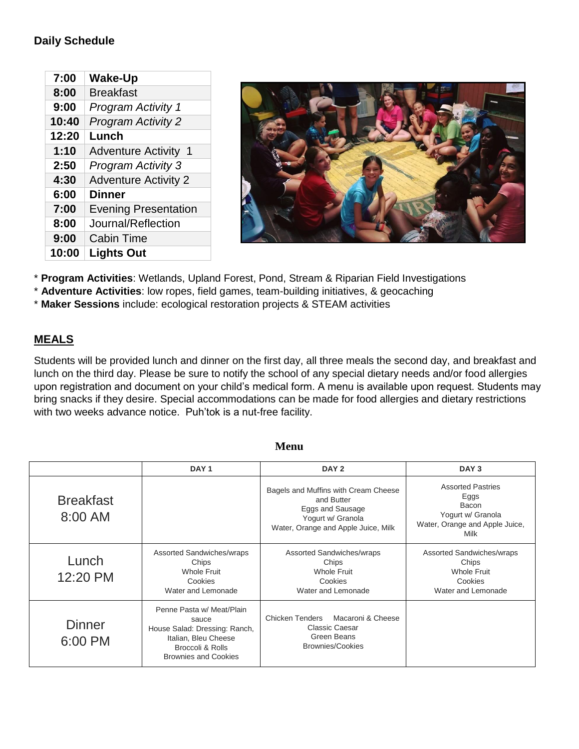**Daily Schedule**

| | |
|---|---|
| **7:00** | **Wake-Up** |
| **8:00** | Breakfast |
| **9:00** | *Program Activity 1* |
| **10:40** | *Program Activity 2* |
| **12:20** | **Lunch** |
| **1:10** | Adventure Activity 1 |
| **2:50** | *Program Activity 3* |
| **4:30** | Adventure Activity 2 |
| **6:00** | **Dinner** |
| **7:00** | Evening Presentation |
| **8:00** | Journal/Reflection |
| **9:00** | Cabin Time |
| **10:00** | **Lights Out** |

* **Program Activities**: Wetlands, Upland Forest, Pond, Stream & Riparian Field Investigations
* **Adventure Activities**: low ropes, field games, team-building initiatives, & geocaching
* **Maker Sessions** include: ecological restoration projects & STEAM activities

## MEALS

Students will be provided lunch and dinner on the first day, all three meals the second day, and breakfast and lunch on the third day. Please be sure to notify the school of any special dietary needs and/or food allergies upon registration and document on your child's medical form. A menu is available upon request. Students may bring snacks if they desire. Special accommodations can be made for food allergies and dietary restrictions with two weeks advance notice. Puh'tok is a nut-free facility.

**Menu**

| | DAY 1 | DAY 2 | DAY 3 |
|---|---|---|---|
| Breakfast 8:00 AM | | Bagels and Muffins with Cream Cheese and Butter<br>Eggs and Sausage<br>Yogurt w/ Granola<br>Water, Orange and Apple Juice, Milk | Assorted Pastries<br>Eggs<br>Bacon<br>Yogurt w/ Granola<br>Water, Orange and Apple Juice, Milk |
| Lunch 12:20 PM | Assorted Sandwiches/wraps<br>Chips<br>Whole Fruit<br>Cookies<br>Water and Lemonade | Assorted Sandwiches/wraps<br>Chips<br>Whole Fruit<br>Cookies<br>Water and Lemonade | Assorted Sandwiches/wraps<br>Chips<br>Whole Fruit<br>Cookies<br>Water and Lemonade |
| Dinner 6:00 PM | Penne Pasta w/ Meat/Plain sauce<br>House Salad: Dressing: Ranch, Italian, Bleu Cheese<br>Broccoli & Rolls<br>Brownies and Cookies | Chicken Tenders Macaroni & Cheese<br>Classic Caesar<br>Green Beans<br>Brownies/Cookies | |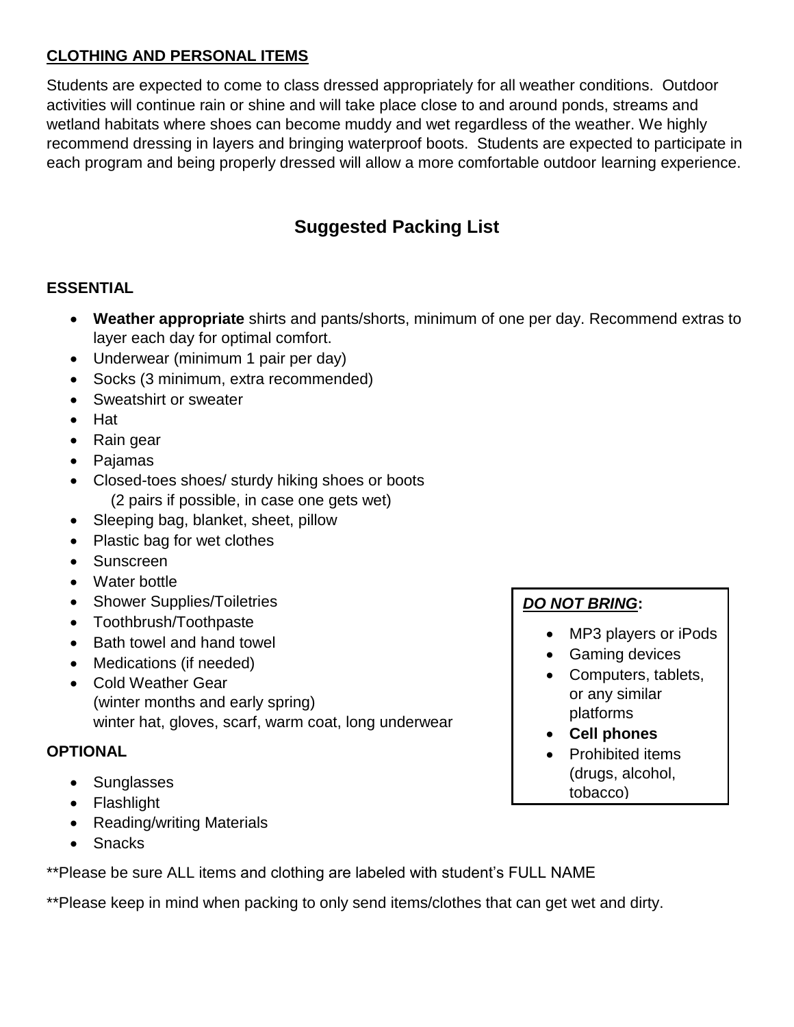**<u>CLOTHING AND PERSONAL ITEMS</u>**

Students are expected to come to class dressed appropriately for all weather conditions. Outdoor activities will continue rain or shine and will take place close to and around ponds, streams and wetland habitats where shoes can become muddy and wet regardless of the weather. We highly recommend dressing in layers and bringing waterproof boots. Students are expected to participate in each program and being properly dressed will allow a more comfortable outdoor learning experience.

## Suggested Packing List

**ESSENTIAL**

- **Weather appropriate** shirts and pants/shorts, minimum of one per day. Recommend extras to layer each day for optimal comfort.
- Underwear (minimum 1 pair per day)
- Socks (3 minimum, extra recommended)
- Sweatshirt or sweater
- Hat
- Rain gear
- Pajamas
- Closed-toes shoes/ sturdy hiking shoes or boots
  (2 pairs if possible, in case one gets wet)
- Sleeping bag, blanket, sheet, pillow
- Plastic bag for wet clothes
- Sunscreen
- Water bottle
- Shower Supplies/Toiletries
- Toothbrush/Toothpaste
- Bath towel and hand towel
- Medications (if needed)
- Cold Weather Gear
  (winter months and early spring)
  winter hat, gloves, scarf, warm coat, long underwear

**OPTIONAL**

- Sunglasses
- Flashlight
- Reading/writing Materials
- Snacks

***<u>DO NOT BRING</u>*:**

- MP3 players or iPods
- Gaming devices
- Computers, tablets, or any similar platforms
- **Cell phones**
- Prohibited items (drugs, alcohol, tobacco)

**Please be sure ALL items and clothing are labeled with student's FULL NAME

**Please keep in mind when packing to only send items/clothes that can get wet and dirty.